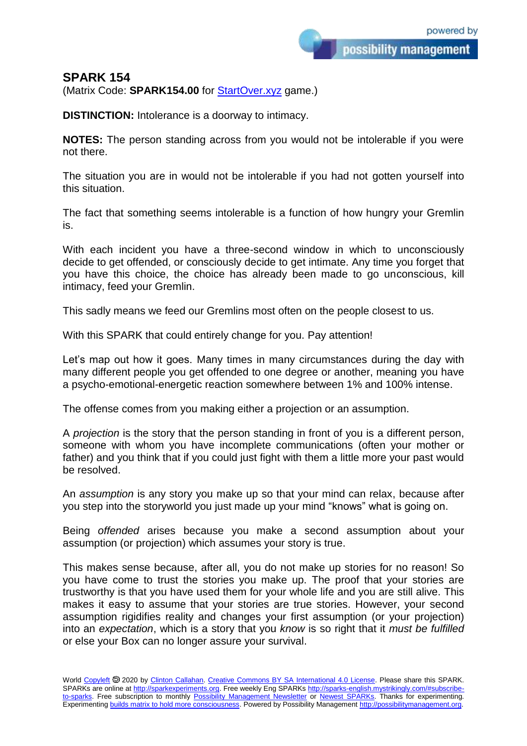# SPARK 154

(Matrix Code: **SPARK154.00** for [StartOver.xyz](StartOver.xyz) game.)

**DISTINCTION:** Intolerance is a doorway to intimacy.

**NOTES:** The person standing across from you would not be intolerable if you were not there.

The situation you are in would not be intolerable if you had not gotten yourself into this situation.

The fact that something seems intolerable is a function of how hungry your Gremlin is.

With each incident you have a three-second window in which to unconsciously decide to get offended, or consciously decide to get intimate. Any time you forget that you have this choice, the choice has already been made to go unconscious, kill intimacy, feed your Gremlin.

This sadly means we feed our Gremlins most often on the people closest to us.

With this SPARK that could entirely change for you. Pay attention!

Let's map out how it goes. Many times in many circumstances during the day with many different people you get offended to one degree or another, meaning you have a psycho-emotional-energetic reaction somewhere between 1% and 100% intense.

The offense comes from you making either a projection or an assumption.

A *projection* is the story that the person standing in front of you is a different person, someone with whom you have incomplete communications (often your mother or father) and you think that if you could just fight with them a little more your past would be resolved.

An *assumption* is any story you make up so that your mind can relax, because after you step into the storyworld you just made up your mind "knows" what is going on.

Being *offended* arises because you make a second assumption about your assumption (or projection) which assumes your story is true.

This makes sense because, after all, you do not make up stories for no reason! So you have come to trust the stories you make up. The proof that your stories are trustworthy is that you have used them for your whole life and you are still alive. This makes it easy to assume that your stories are true stories. However, your second assumption rigidifies reality and changes your first assumption (or your projection) into an *expectation*, which is a story that you *know* is so right that it *must be fulfilled* or else your Box can no longer assure your survival.

World Copyleft 🄯 2020 by Clinton Callahan. Creative Commons BY SA International 4.0 License. Please share this SPARK. SPARKs are online at http://sparkexperiments.org. Free weekly Eng SPARKs http://sparks-english.mystrikingly.com/#subscribe-to-sparks. Free subscription to monthly Possibility Management Newsletter or Newest SPARKs. Thanks for experimenting. Experimenting builds matrix to hold more consciousness. Powered by Possibility Management http://possibilitymanagement.org.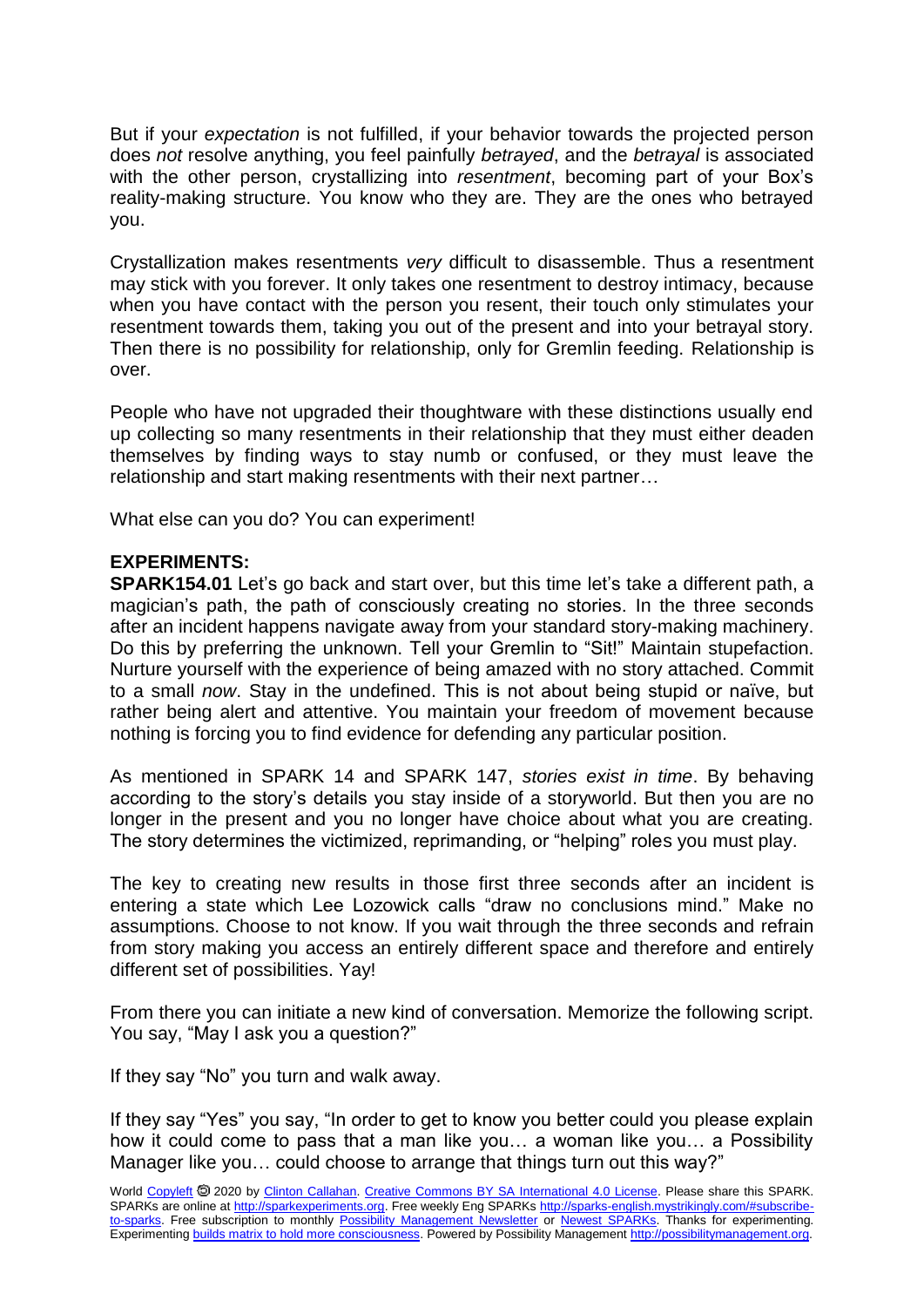But if your *expectation* is not fulfilled, if your behavior towards the projected person does *not* resolve anything, you feel painfully *betrayed*, and the *betrayal* is associated with the other person, crystallizing into *resentment*, becoming part of your Box's reality-making structure. You know who they are. They are the ones who betrayed you.

Crystallization makes resentments *very* difficult to disassemble. Thus a resentment may stick with you forever. It only takes one resentment to destroy intimacy, because when you have contact with the person you resent, their touch only stimulates your resentment towards them, taking you out of the present and into your betrayal story. Then there is no possibility for relationship, only for Gremlin feeding. Relationship is over.

People who have not upgraded their thoughtware with these distinctions usually end up collecting so many resentments in their relationship that they must either deaden themselves by finding ways to stay numb or confused, or they must leave the relationship and start making resentments with their next partner…

What else can you do? You can experiment!

**EXPERIMENTS:**

**SPARK154.01** Let's go back and start over, but this time let's take a different path, a magician's path, the path of consciously creating no stories. In the three seconds after an incident happens navigate away from your standard story-making machinery. Do this by preferring the unknown. Tell your Gremlin to "Sit!" Maintain stupefaction. Nurture yourself with the experience of being amazed with no story attached. Commit to a small *now*. Stay in the undefined. This is not about being stupid or naïve, but rather being alert and attentive. You maintain your freedom of movement because nothing is forcing you to find evidence for defending any particular position.

As mentioned in SPARK 14 and SPARK 147, *stories exist in time*. By behaving according to the story's details you stay inside of a storyworld. But then you are no longer in the present and you no longer have choice about what you are creating. The story determines the victimized, reprimanding, or "helping" roles you must play.

The key to creating new results in those first three seconds after an incident is entering a state which Lee Lozowick calls "draw no conclusions mind." Make no assumptions. Choose to not know. If you wait through the three seconds and refrain from story making you access an entirely different space and therefore and entirely different set of possibilities. Yay!

From there you can initiate a new kind of conversation. Memorize the following script. You say, "May I ask you a question?"

If they say "No" you turn and walk away.

If they say "Yes" you say, "In order to get to know you better could you please explain how it could come to pass that a man like you… a woman like you… a Possibility Manager like you… could choose to arrange that things turn out this way?"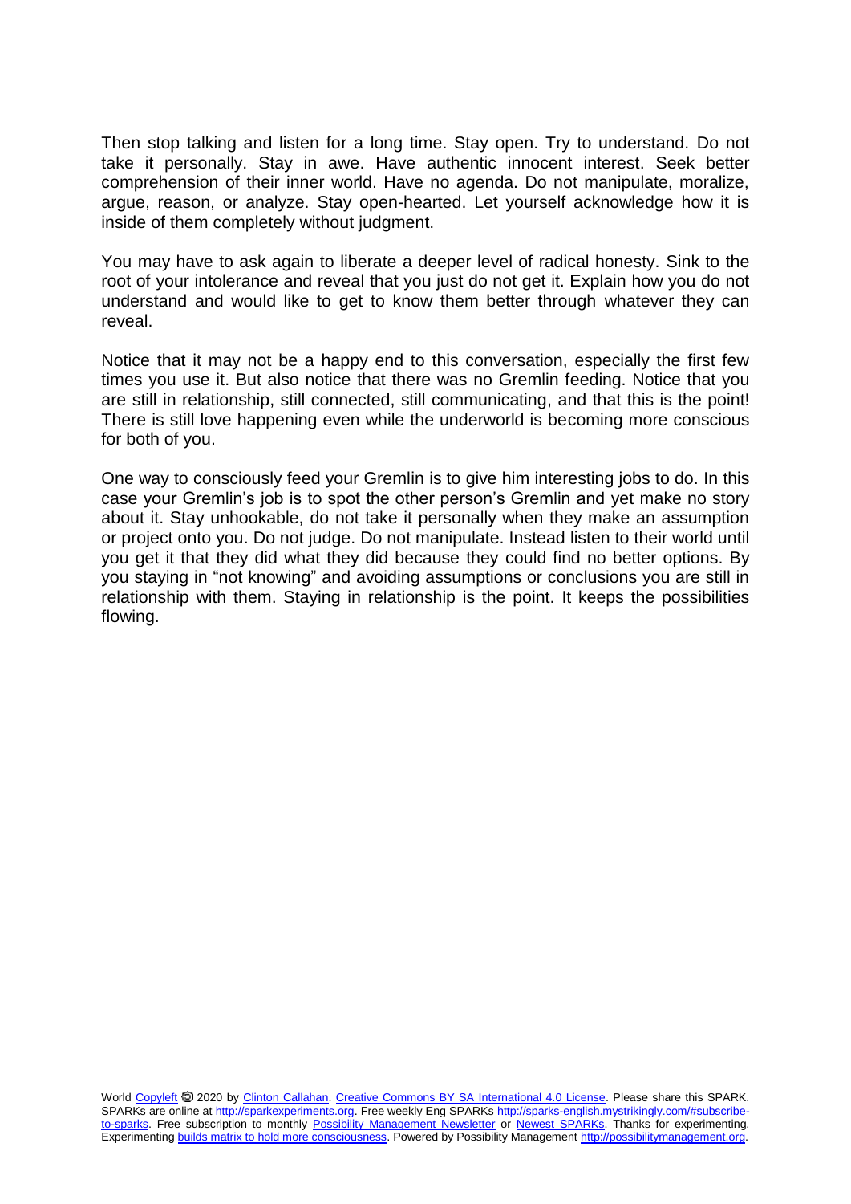Then stop talking and listen for a long time. Stay open. Try to understand. Do not take it personally. Stay in awe. Have authentic innocent interest. Seek better comprehension of their inner world. Have no agenda. Do not manipulate, moralize, argue, reason, or analyze. Stay open-hearted. Let yourself acknowledge how it is inside of them completely without judgment.

You may have to ask again to liberate a deeper level of radical honesty. Sink to the root of your intolerance and reveal that you just do not get it. Explain how you do not understand and would like to get to know them better through whatever they can reveal.

Notice that it may not be a happy end to this conversation, especially the first few times you use it. But also notice that there was no Gremlin feeding. Notice that you are still in relationship, still connected, still communicating, and that this is the point! There is still love happening even while the underworld is becoming more conscious for both of you.

One way to consciously feed your Gremlin is to give him interesting jobs to do. In this case your Gremlin's job is to spot the other person's Gremlin and yet make no story about it. Stay unhookable, do not take it personally when they make an assumption or project onto you. Do not judge. Do not manipulate. Instead listen to their world until you get it that they did what they did because they could find no better options. By you staying in "not knowing" and avoiding assumptions or conclusions you are still in relationship with them. Staying in relationship is the point. It keeps the possibilities flowing.